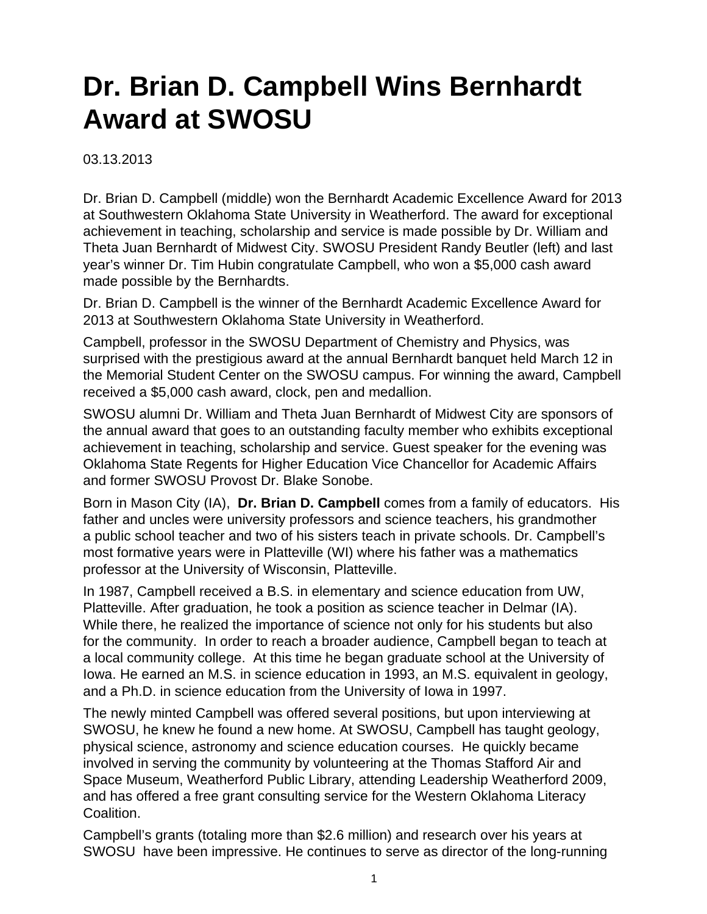# Dr. Brian D. Campbell Wins Bernhardt Award at SWOSU

03.13.2013

Dr. Brian D. Campbell (middle) won the Bernhardt Academic Excellence Award for 2013 at Southwestern Oklahoma State University in Weatherford. The award for exceptional achievement in teaching, scholarship and service is made possible by Dr. William and Theta Juan Bernhardt of Midwest City. SWOSU President Randy Beutler (left) and last year's winner Dr. Tim Hubin congratulate Campbell, who won a $5,000 cash award made possible by the Bernhardts.

Dr. Brian D. Campbell is the winner of the Bernhardt Academic Excellence Award for 2013 at Southwestern Oklahoma State University in Weatherford.

Campbell, professor in the SWOSU Department of Chemistry and Physics, was surprised with the prestigious award at the annual Bernhardt banquet held March 12 in the Memorial Student Center on the SWOSU campus. For winning the award, Campbell received a $5,000 cash award, clock, pen and medallion.

SWOSU alumni Dr. William and Theta Juan Bernhardt of Midwest City are sponsors of the annual award that goes to an outstanding faculty member who exhibits exceptional achievement in teaching, scholarship and service. Guest speaker for the evening was Oklahoma State Regents for Higher Education Vice Chancellor for Academic Affairs and former SWOSU Provost Dr. Blake Sonobe.

Born in Mason City (IA), **Dr. Brian D. Campbell** comes from a family of educators. His father and uncles were university professors and science teachers, his grandmother a public school teacher and two of his sisters teach in private schools. Dr. Campbell's most formative years were in Platteville (WI) where his father was a mathematics professor at the University of Wisconsin, Platteville.

In 1987, Campbell received a B.S. in elementary and science education from UW, Platteville. After graduation, he took a position as science teacher in Delmar (IA). While there, he realized the importance of science not only for his students but also for the community. In order to reach a broader audience, Campbell began to teach at a local community college. At this time he began graduate school at the University of Iowa. He earned an M.S. in science education in 1993, an M.S. equivalent in geology, and a Ph.D. in science education from the University of Iowa in 1997.

The newly minted Campbell was offered several positions, but upon interviewing at SWOSU, he knew he found a new home. At SWOSU, Campbell has taught geology, physical science, astronomy and science education courses. He quickly became involved in serving the community by volunteering at the Thomas Stafford Air and Space Museum, Weatherford Public Library, attending Leadership Weatherford 2009, and has offered a free grant consulting service for the Western Oklahoma Literacy Coalition.

Campbell's grants (totaling more than $2.6 million) and research over his years at SWOSU have been impressive. He continues to serve as director of the long-running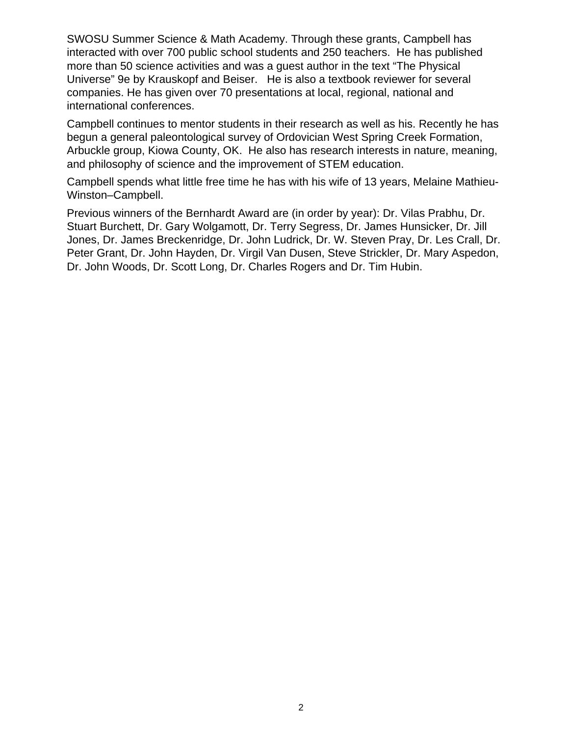SWOSU Summer Science & Math Academy. Through these grants, Campbell has interacted with over 700 public school students and 250 teachers. He has published more than 50 science activities and was a guest author in the text "The Physical Universe" 9e by Krauskopf and Beiser. He is also a textbook reviewer for several companies. He has given over 70 presentations at local, regional, national and international conferences.

Campbell continues to mentor students in their research as well as his. Recently he has begun a general paleontological survey of Ordovician West Spring Creek Formation, Arbuckle group, Kiowa County, OK. He also has research interests in nature, meaning, and philosophy of science and the improvement of STEM education.

Campbell spends what little free time he has with his wife of 13 years, Melaine Mathieu-Winston–Campbell.

Previous winners of the Bernhardt Award are (in order by year): Dr. Vilas Prabhu, Dr. Stuart Burchett, Dr. Gary Wolgamott, Dr. Terry Segress, Dr. James Hunsicker, Dr. Jill Jones, Dr. James Breckenridge, Dr. John Ludrick, Dr. W. Steven Pray, Dr. Les Crall, Dr. Peter Grant, Dr. John Hayden, Dr. Virgil Van Dusen, Steve Strickler, Dr. Mary Aspedon, Dr. John Woods, Dr. Scott Long, Dr. Charles Rogers and Dr. Tim Hubin.